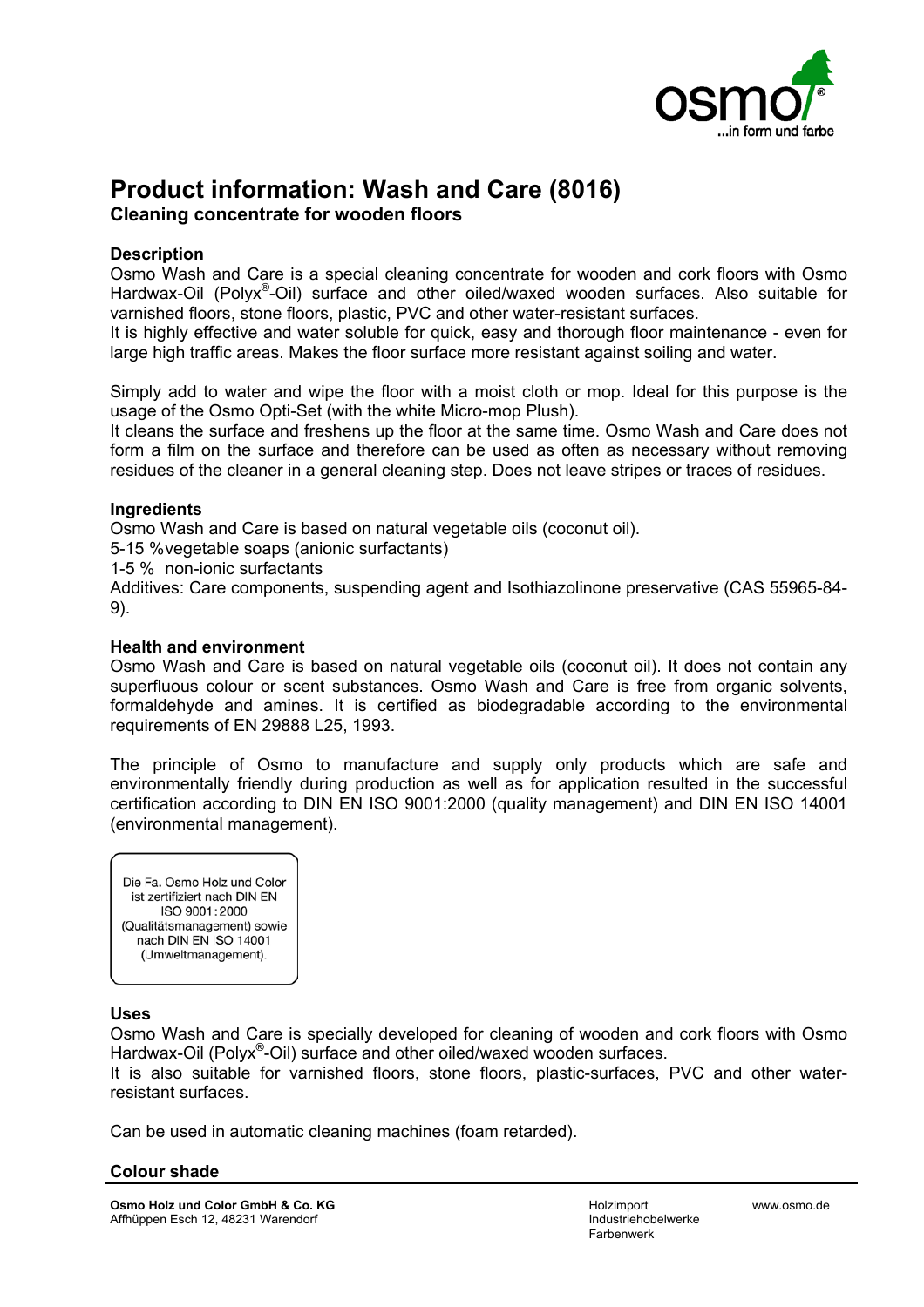# Product information: Wash and Care (8016)

## Cleaning concentrate for wooden floors

### Description

Osmo Wash and Care is a special cleaning concentrate for wooden and cork floors with Osmo Hardwax-Oil (Polyx®-Oil) surface and other oiled/waxed wooden surfaces. Also suitable for varnished floors, stone floors, plastic, PVC and other water-resistant surfaces.

It is highly effective and water soluble for quick, easy and thorough floor maintenance - even for large high traffic areas. Makes the floor surface more resistant against soiling and water.

Simply add to water and wipe the floor with a moist cloth or mop. Ideal for this purpose is the usage of the Osmo Opti-Set (with the white Micro-mop Plush).

It cleans the surface and freshens up the floor at the same time. Osmo Wash and Care does not form a film on the surface and therefore can be used as often as necessary without removing residues of the cleaner in a general cleaning step. Does not leave stripes or traces of residues.

### Ingredients

Osmo Wash and Care is based on natural vegetable oils (coconut oil).

5-15 % vegetable soaps (anionic surfactants)

1-5 % non-ionic surfactants

Additives: Care components, suspending agent and Isothiazolinone preservative (CAS 55965-84-9).

### Health and environment

Osmo Wash and Care is based on natural vegetable oils (coconut oil). It does not contain any superfluous colour or scent substances. Osmo Wash and Care is free from organic solvents, formaldehyde and amines. It is certified as biodegradable according to the environmental requirements of EN 29888 L25, 1993.

The principle of Osmo to manufacture and supply only products which are safe and environmentally friendly during production as well as for application resulted in the successful certification according to DIN EN ISO 9001:2000 (quality management) and DIN EN ISO 14001 (environmental management).

Die Fa. Osmo Holz und Color ist zertifiziert nach DIN EN ISO 9001:2000 (Qualitätsmanagement) sowie nach DIN EN ISO 14001 (Umweltmanagement).

### Uses

Osmo Wash and Care is specially developed for cleaning of wooden and cork floors with Osmo Hardwax-Oil (Polyx®-Oil) surface and other oiled/waxed wooden surfaces.

It is also suitable for varnished floors, stone floors, plastic-surfaces, PVC and other water-resistant surfaces.

Can be used in automatic cleaning machines (foam retarded).

### Colour shade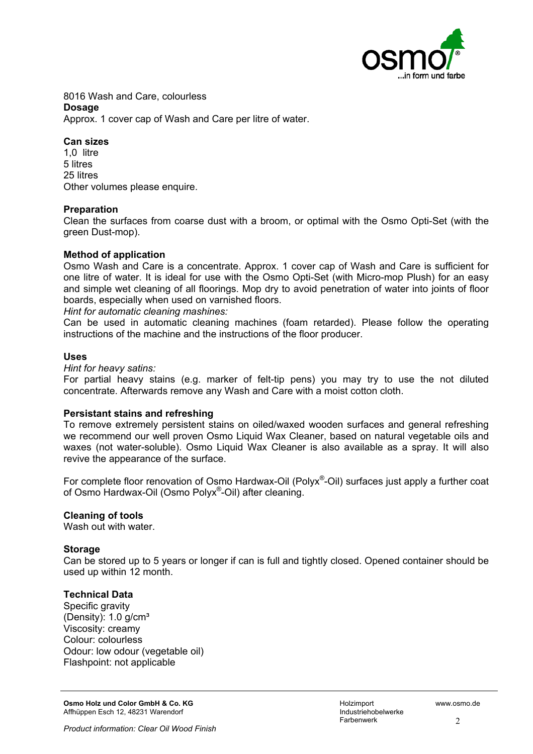8016 Wash and Care, colourless

**Dosage**

Approx. 1 cover cap of Wash and Care per litre of water.

**Can sizes**

1,0 litre
5 litres
25 litres
Other volumes please enquire.

**Preparation**

Clean the surfaces from coarse dust with a broom, or optimal with the Osmo Opti-Set (with the green Dust-mop).

**Method of application**

Osmo Wash and Care is a concentrate. Approx. 1 cover cap of Wash and Care is sufficient for one litre of water. It is ideal for use with the Osmo Opti-Set (with Micro-mop Plush) for an easy and simple wet cleaning of all floorings. Mop dry to avoid penetration of water into joints of floor boards, especially when used on varnished floors.

*Hint for automatic cleaning mashines:*

Can be used in automatic cleaning machines (foam retarded). Please follow the operating instructions of the machine and the instructions of the floor producer.

**Uses**

*Hint for heavy satins:*

For partial heavy stains (e.g. marker of felt-tip pens) you may try to use the not diluted concentrate. Afterwards remove any Wash and Care with a moist cotton cloth.

**Persistant stains and refreshing**

To remove extremely persistent stains on oiled/waxed wooden surfaces and general refreshing we recommend our well proven Osmo Liquid Wax Cleaner, based on natural vegetable oils and waxes (not water-soluble). Osmo Liquid Wax Cleaner is also available as a spray. It will also revive the appearance of the surface.

For complete floor renovation of Osmo Hardwax-Oil (Polyx®-Oil) surfaces just apply a further coat of Osmo Hardwax-Oil (Osmo Polyx®-Oil) after cleaning.

**Cleaning of tools**

Wash out with water.

**Storage**

Can be stored up to 5 years or longer if can is full and tightly closed. Opened container should be used up within 12 month.

**Technical Data**

Specific gravity
(Density): 1.0 g/cm³
Viscosity: creamy
Colour: colourless
Odour: low odour (vegetable oil)
Flashpoint: not applicable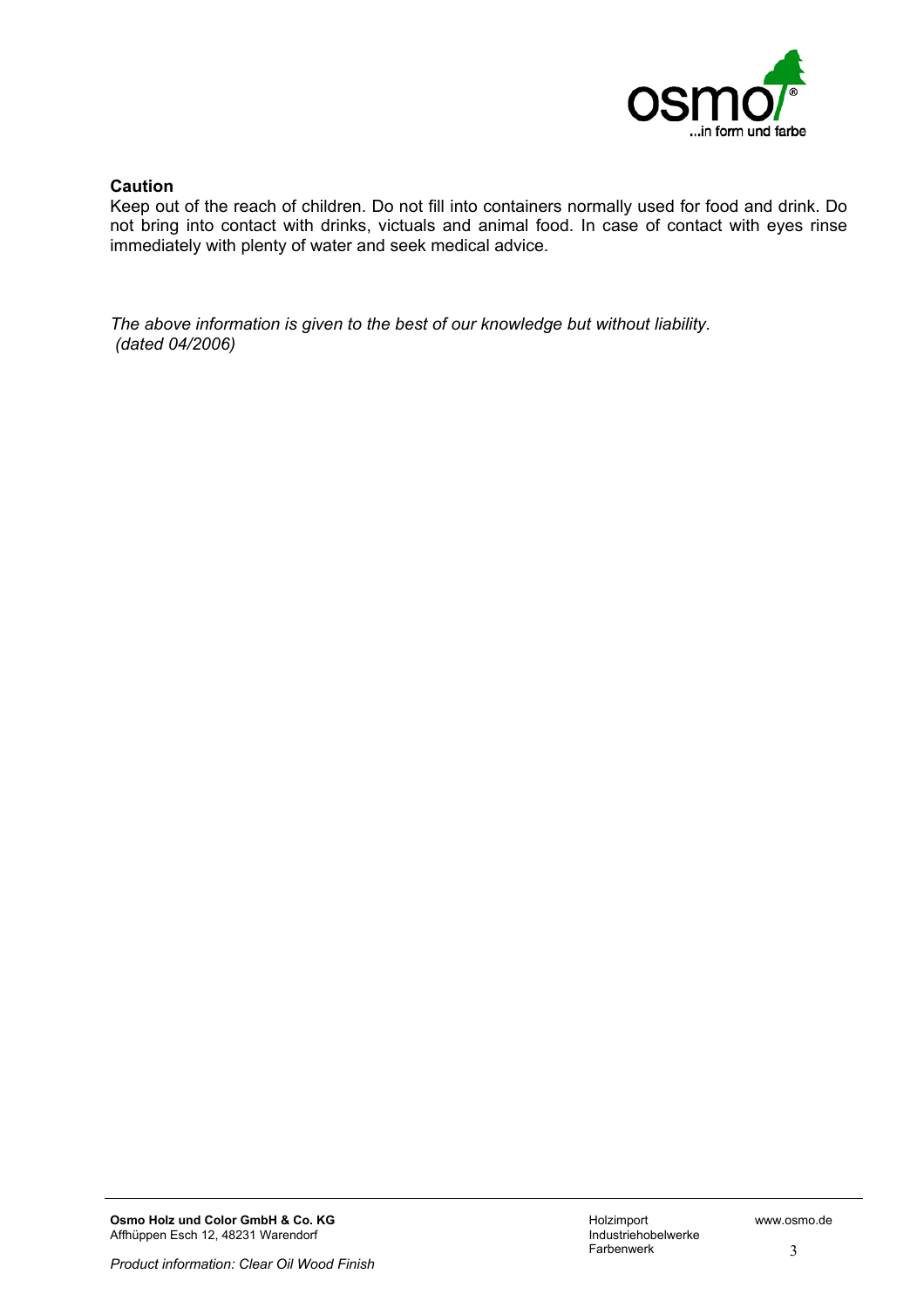### Caution

Keep out of the reach of children. Do not fill into containers normally used for food and drink. Do not bring into contact with drinks, victuals and animal food. In case of contact with eyes rinse immediately with plenty of water and seek medical advice.

*The above information is given to the best of our knowledge but without liability. (dated 04/2006)*